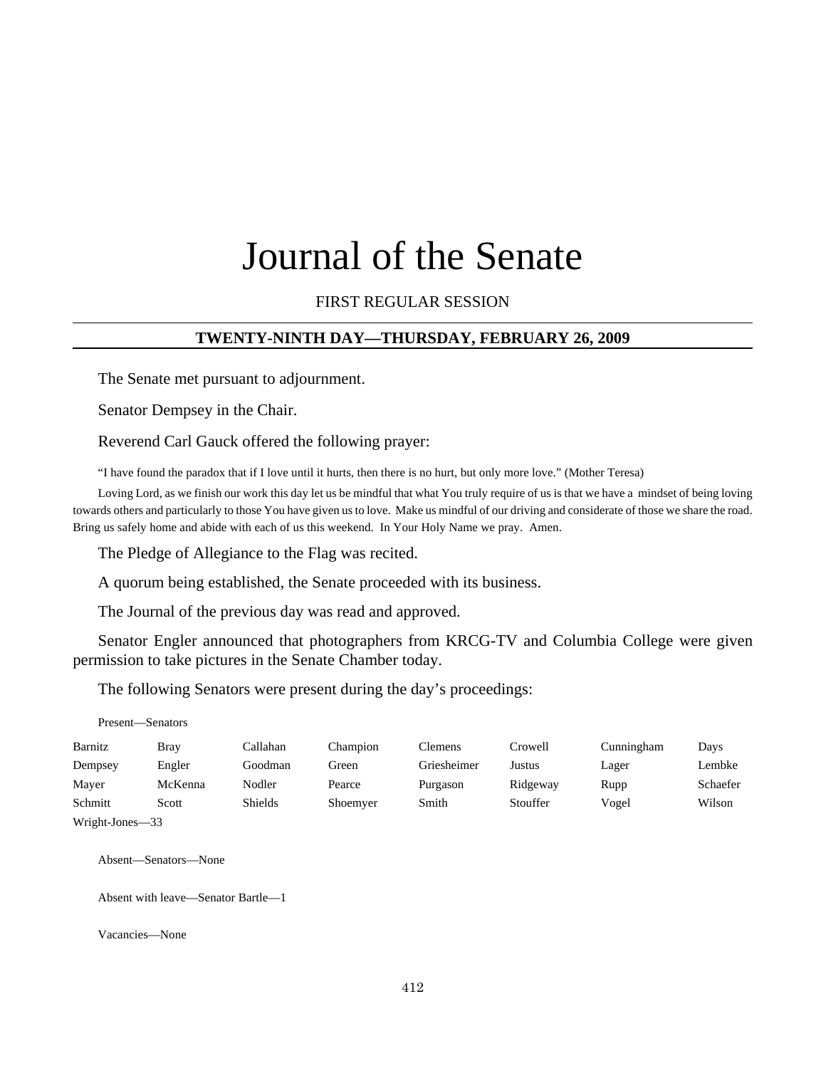# Journal of the Senate

FIRST REGULAR SESSION

## TWENTY-NINTH DAY—THURSDAY, FEBRUARY 26, 2009

The Senate met pursuant to adjournment.

Senator Dempsey in the Chair.

Reverend Carl Gauck offered the following prayer:

"I have found the paradox that if I love until it hurts, then there is no hurt, but only more love." (Mother Teresa)

Loving Lord, as we finish our work this day let us be mindful that what You truly require of us is that we have a mindset of being loving towards others and particularly to those You have given us to love. Make us mindful of our driving and considerate of those we share the road. Bring us safely home and abide with each of us this weekend. In Your Holy Name we pray. Amen.

The Pledge of Allegiance to the Flag was recited.

A quorum being established, the Senate proceeded with its business.

The Journal of the previous day was read and approved.

Senator Engler announced that photographers from KRCG-TV and Columbia College were given permission to take pictures in the Senate Chamber today.

The following Senators were present during the day's proceedings:

Present—Senators

| | | | | | | | |
|---|---|---|---|---|---|---|---|
| Barnitz | Bray | Callahan | Champion | Clemens | Crowell | Cunningham | Days |
| Dempsey | Engler | Goodman | Green | Griesheimer | Justus | Lager | Lembke |
| Mayer | McKenna | Nodler | Pearce | Purgason | Ridgeway | Rupp | Schaefer |
| Schmitt | Scott | Shields | Shoemyer | Smith | Stouffer | Vogel | Wilson |
| Wright-Jones—33 | | | | | | | |

Absent—Senators—None

Absent with leave—Senator Bartle—1

Vacancies—None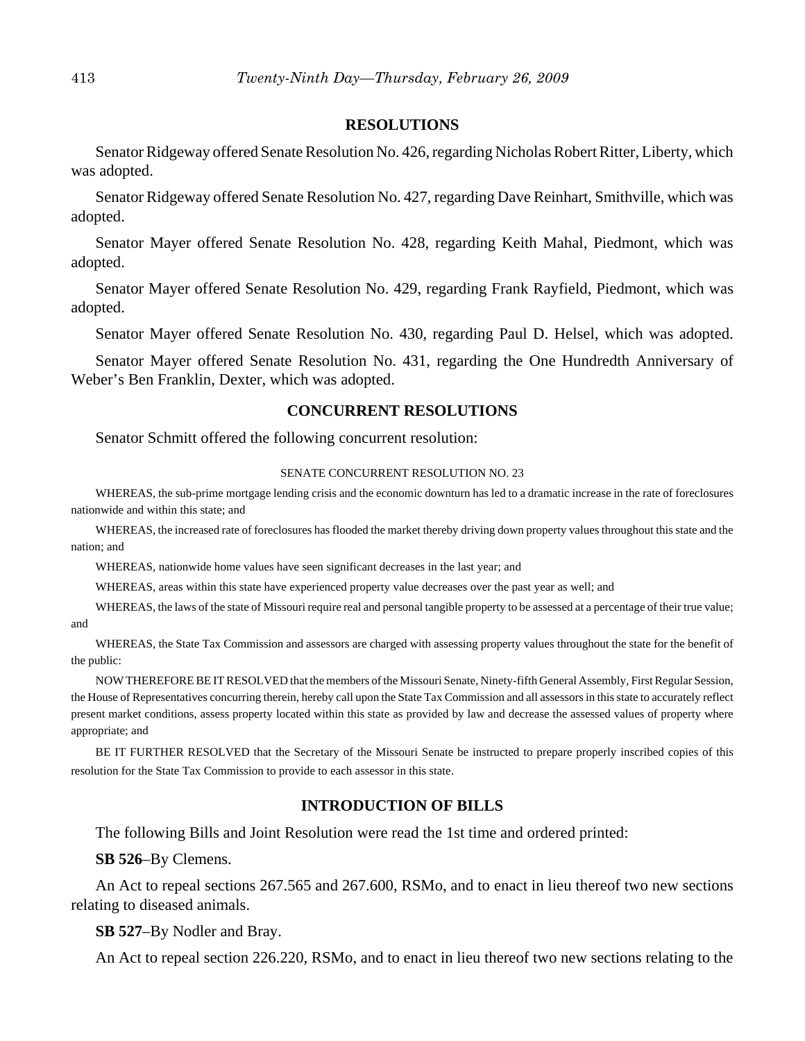## RESOLUTIONS

Senator Ridgeway offered Senate Resolution No. 426, regarding Nicholas Robert Ritter, Liberty, which was adopted.

Senator Ridgeway offered Senate Resolution No. 427, regarding Dave Reinhart, Smithville, which was adopted.

Senator Mayer offered Senate Resolution No. 428, regarding Keith Mahal, Piedmont, which was adopted.

Senator Mayer offered Senate Resolution No. 429, regarding Frank Rayfield, Piedmont, which was adopted.

Senator Mayer offered Senate Resolution No. 430, regarding Paul D. Helsel, which was adopted.

Senator Mayer offered Senate Resolution No. 431, regarding the One Hundredth Anniversary of Weber's Ben Franklin, Dexter, which was adopted.

## CONCURRENT RESOLUTIONS

Senator Schmitt offered the following concurrent resolution:

SENATE CONCURRENT RESOLUTION NO. 23

WHEREAS, the sub-prime mortgage lending crisis and the economic downturn has led to a dramatic increase in the rate of foreclosures nationwide and within this state; and

WHEREAS, the increased rate of foreclosures has flooded the market thereby driving down property values throughout this state and the nation; and

WHEREAS, nationwide home values have seen significant decreases in the last year; and

WHEREAS, areas within this state have experienced property value decreases over the past year as well; and

WHEREAS, the laws of the state of Missouri require real and personal tangible property to be assessed at a percentage of their true value; and

WHEREAS, the State Tax Commission and assessors are charged with assessing property values throughout the state for the benefit of the public:

NOW THEREFORE BE IT RESOLVED that the members of the Missouri Senate, Ninety-fifth General Assembly, First Regular Session, the House of Representatives concurring therein, hereby call upon the State Tax Commission and all assessors in this state to accurately reflect present market conditions, assess property located within this state as provided by law and decrease the assessed values of property where appropriate; and

BE IT FURTHER RESOLVED that the Secretary of the Missouri Senate be instructed to prepare properly inscribed copies of this resolution for the State Tax Commission to provide to each assessor in this state.

## INTRODUCTION OF BILLS

The following Bills and Joint Resolution were read the 1st time and ordered printed:

**SB 526**–By Clemens.

An Act to repeal sections 267.565 and 267.600, RSMo, and to enact in lieu thereof two new sections relating to diseased animals.

**SB 527**–By Nodler and Bray.

An Act to repeal section 226.220, RSMo, and to enact in lieu thereof two new sections relating to the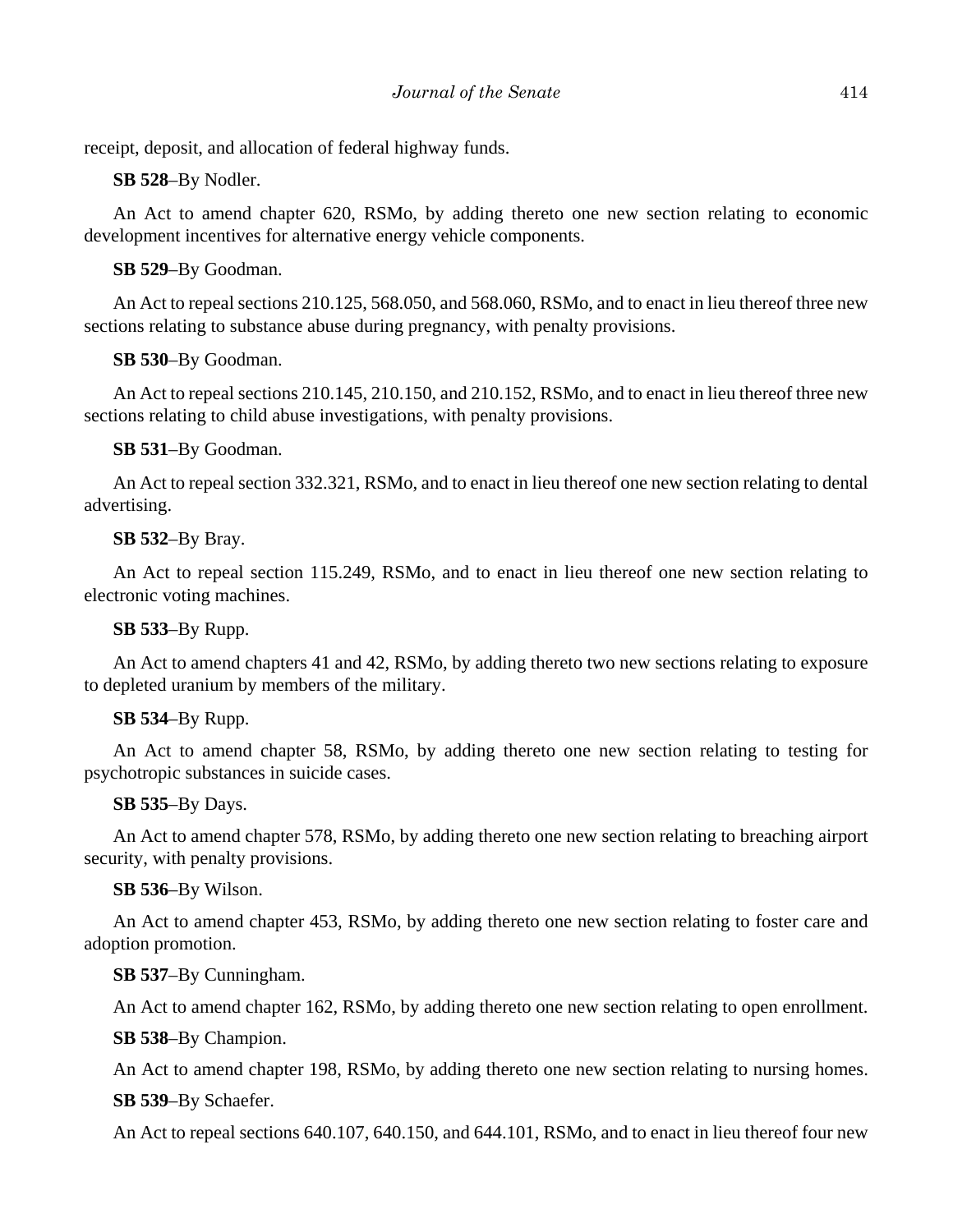receipt, deposit, and allocation of federal highway funds.

**SB 528**–By Nodler.

An Act to amend chapter 620, RSMo, by adding thereto one new section relating to economic development incentives for alternative energy vehicle components.

**SB 529**–By Goodman.

An Act to repeal sections 210.125, 568.050, and 568.060, RSMo, and to enact in lieu thereof three new sections relating to substance abuse during pregnancy, with penalty provisions.

**SB 530**–By Goodman.

An Act to repeal sections 210.145, 210.150, and 210.152, RSMo, and to enact in lieu thereof three new sections relating to child abuse investigations, with penalty provisions.

**SB 531**–By Goodman.

An Act to repeal section 332.321, RSMo, and to enact in lieu thereof one new section relating to dental advertising.

**SB 532**–By Bray.

An Act to repeal section 115.249, RSMo, and to enact in lieu thereof one new section relating to electronic voting machines.

**SB 533**–By Rupp.

An Act to amend chapters 41 and 42, RSMo, by adding thereto two new sections relating to exposure to depleted uranium by members of the military.

**SB 534**–By Rupp.

An Act to amend chapter 58, RSMo, by adding thereto one new section relating to testing for psychotropic substances in suicide cases.

**SB 535**–By Days.

An Act to amend chapter 578, RSMo, by adding thereto one new section relating to breaching airport security, with penalty provisions.

**SB 536**–By Wilson.

An Act to amend chapter 453, RSMo, by adding thereto one new section relating to foster care and adoption promotion.

**SB 537**–By Cunningham.

An Act to amend chapter 162, RSMo, by adding thereto one new section relating to open enrollment.

**SB 538**–By Champion.

An Act to amend chapter 198, RSMo, by adding thereto one new section relating to nursing homes.

**SB 539**–By Schaefer.

An Act to repeal sections 640.107, 640.150, and 644.101, RSMo, and to enact in lieu thereof four new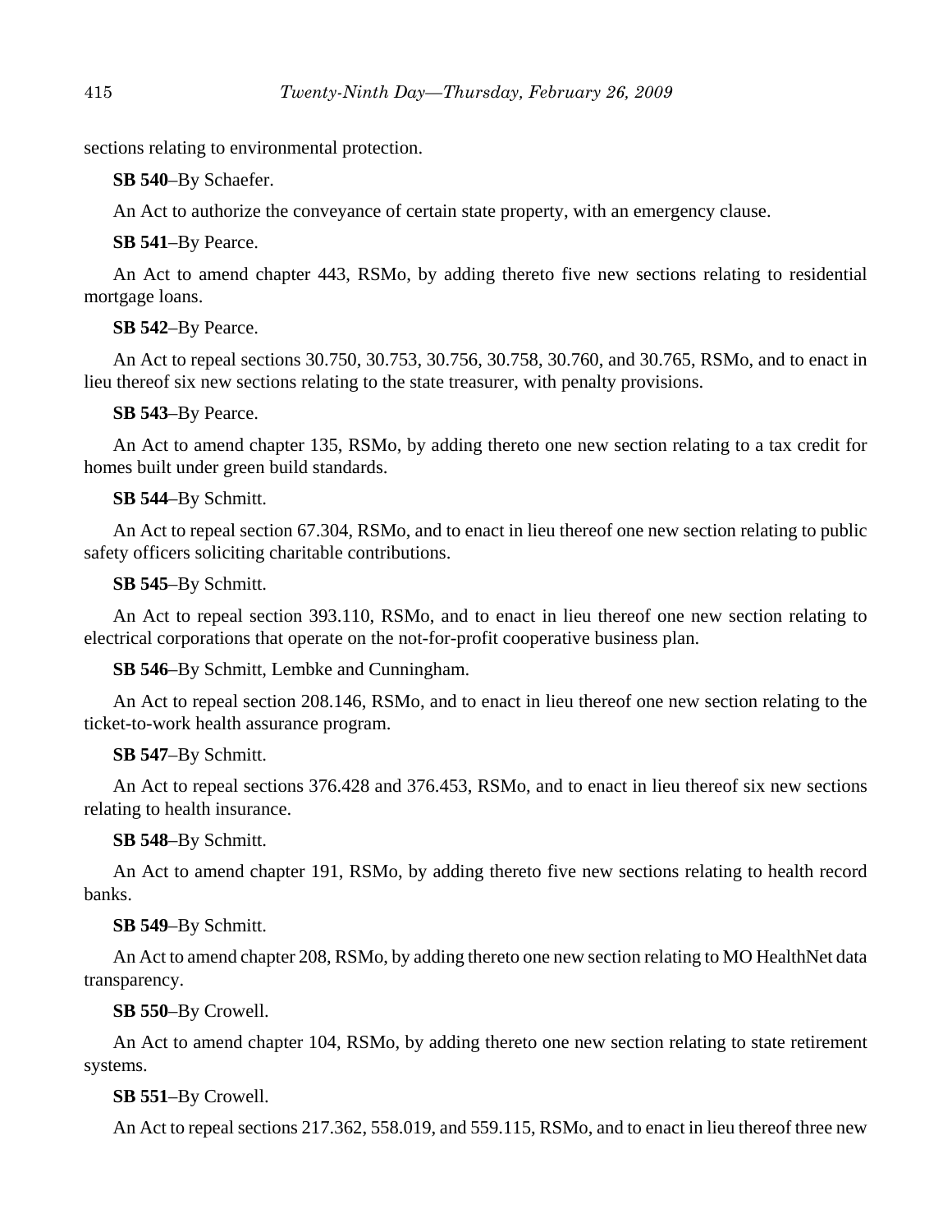sections relating to environmental protection.

**SB 540**–By Schaefer.

An Act to authorize the conveyance of certain state property, with an emergency clause.

**SB 541**–By Pearce.

An Act to amend chapter 443, RSMo, by adding thereto five new sections relating to residential mortgage loans.

**SB 542**–By Pearce.

An Act to repeal sections 30.750, 30.753, 30.756, 30.758, 30.760, and 30.765, RSMo, and to enact in lieu thereof six new sections relating to the state treasurer, with penalty provisions.

**SB 543**–By Pearce.

An Act to amend chapter 135, RSMo, by adding thereto one new section relating to a tax credit for homes built under green build standards.

**SB 544**–By Schmitt.

An Act to repeal section 67.304, RSMo, and to enact in lieu thereof one new section relating to public safety officers soliciting charitable contributions.

**SB 545**–By Schmitt.

An Act to repeal section 393.110, RSMo, and to enact in lieu thereof one new section relating to electrical corporations that operate on the not-for-profit cooperative business plan.

**SB 546**–By Schmitt, Lembke and Cunningham.

An Act to repeal section 208.146, RSMo, and to enact in lieu thereof one new section relating to the ticket-to-work health assurance program.

**SB 547**–By Schmitt.

An Act to repeal sections 376.428 and 376.453, RSMo, and to enact in lieu thereof six new sections relating to health insurance.

**SB 548**–By Schmitt.

An Act to amend chapter 191, RSMo, by adding thereto five new sections relating to health record banks.

**SB 549**–By Schmitt.

An Act to amend chapter 208, RSMo, by adding thereto one new section relating to MO HealthNet data transparency.

**SB 550**–By Crowell.

An Act to amend chapter 104, RSMo, by adding thereto one new section relating to state retirement systems.

**SB 551**–By Crowell.

An Act to repeal sections 217.362, 558.019, and 559.115, RSMo, and to enact in lieu thereof three new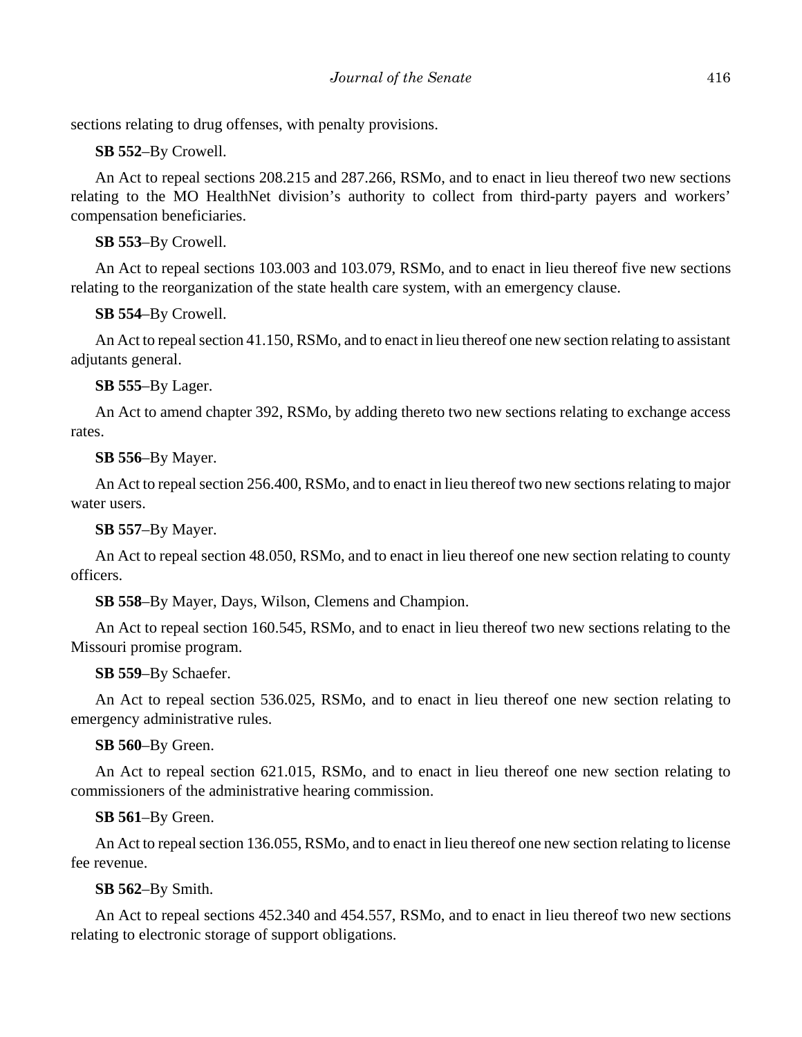sections relating to drug offenses, with penalty provisions.

**SB 552**–By Crowell.

An Act to repeal sections 208.215 and 287.266, RSMo, and to enact in lieu thereof two new sections relating to the MO HealthNet division's authority to collect from third-party payers and workers' compensation beneficiaries.

**SB 553**–By Crowell.

An Act to repeal sections 103.003 and 103.079, RSMo, and to enact in lieu thereof five new sections relating to the reorganization of the state health care system, with an emergency clause.

**SB 554**–By Crowell.

An Act to repeal section 41.150, RSMo, and to enact in lieu thereof one new section relating to assistant adjutants general.

**SB 555**–By Lager.

An Act to amend chapter 392, RSMo, by adding thereto two new sections relating to exchange access rates.

**SB 556**–By Mayer.

An Act to repeal section 256.400, RSMo, and to enact in lieu thereof two new sections relating to major water users.

**SB 557**–By Mayer.

An Act to repeal section 48.050, RSMo, and to enact in lieu thereof one new section relating to county officers.

**SB 558**–By Mayer, Days, Wilson, Clemens and Champion.

An Act to repeal section 160.545, RSMo, and to enact in lieu thereof two new sections relating to the Missouri promise program.

**SB 559**–By Schaefer.

An Act to repeal section 536.025, RSMo, and to enact in lieu thereof one new section relating to emergency administrative rules.

**SB 560**–By Green.

An Act to repeal section 621.015, RSMo, and to enact in lieu thereof one new section relating to commissioners of the administrative hearing commission.

**SB 561**–By Green.

An Act to repeal section 136.055, RSMo, and to enact in lieu thereof one new section relating to license fee revenue.

**SB 562**–By Smith.

An Act to repeal sections 452.340 and 454.557, RSMo, and to enact in lieu thereof two new sections relating to electronic storage of support obligations.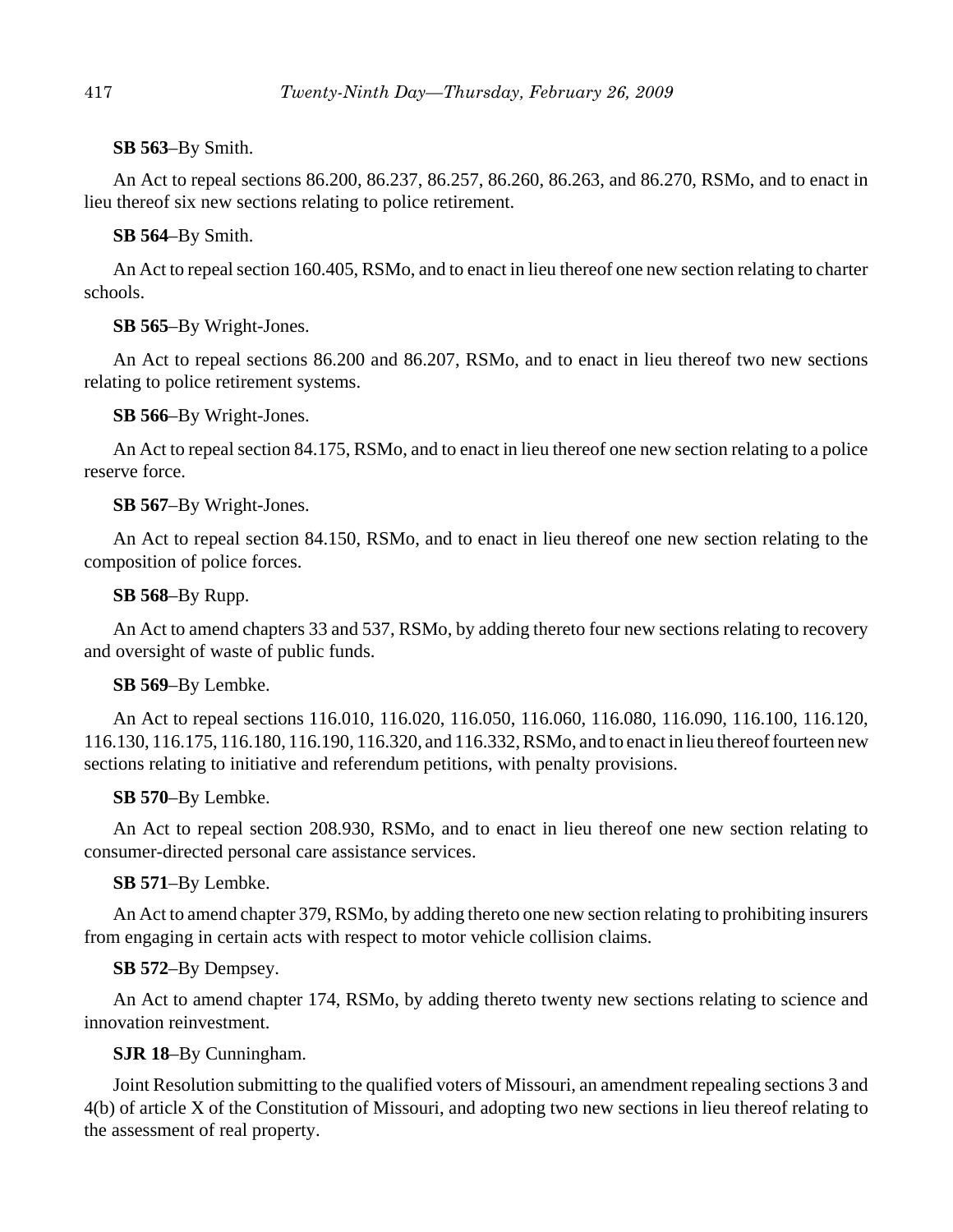**SB 563**–By Smith.

An Act to repeal sections 86.200, 86.237, 86.257, 86.260, 86.263, and 86.270, RSMo, and to enact in lieu thereof six new sections relating to police retirement.

**SB 564**–By Smith.

An Act to repeal section 160.405, RSMo, and to enact in lieu thereof one new section relating to charter schools.

**SB 565**–By Wright-Jones.

An Act to repeal sections 86.200 and 86.207, RSMo, and to enact in lieu thereof two new sections relating to police retirement systems.

**SB 566**–By Wright-Jones.

An Act to repeal section 84.175, RSMo, and to enact in lieu thereof one new section relating to a police reserve force.

**SB 567**–By Wright-Jones.

An Act to repeal section 84.150, RSMo, and to enact in lieu thereof one new section relating to the composition of police forces.

**SB 568**–By Rupp.

An Act to amend chapters 33 and 537, RSMo, by adding thereto four new sections relating to recovery and oversight of waste of public funds.

**SB 569**–By Lembke.

An Act to repeal sections 116.010, 116.020, 116.050, 116.060, 116.080, 116.090, 116.100, 116.120, 116.130, 116.175, 116.180, 116.190, 116.320, and 116.332, RSMo, and to enact in lieu thereof fourteen new sections relating to initiative and referendum petitions, with penalty provisions.

**SB 570**–By Lembke.

An Act to repeal section 208.930, RSMo, and to enact in lieu thereof one new section relating to consumer-directed personal care assistance services.

**SB 571**–By Lembke.

An Act to amend chapter 379, RSMo, by adding thereto one new section relating to prohibiting insurers from engaging in certain acts with respect to motor vehicle collision claims.

**SB 572**–By Dempsey.

An Act to amend chapter 174, RSMo, by adding thereto twenty new sections relating to science and innovation reinvestment.

**SJR 18**–By Cunningham.

Joint Resolution submitting to the qualified voters of Missouri, an amendment repealing sections 3 and 4(b) of article X of the Constitution of Missouri, and adopting two new sections in lieu thereof relating to the assessment of real property.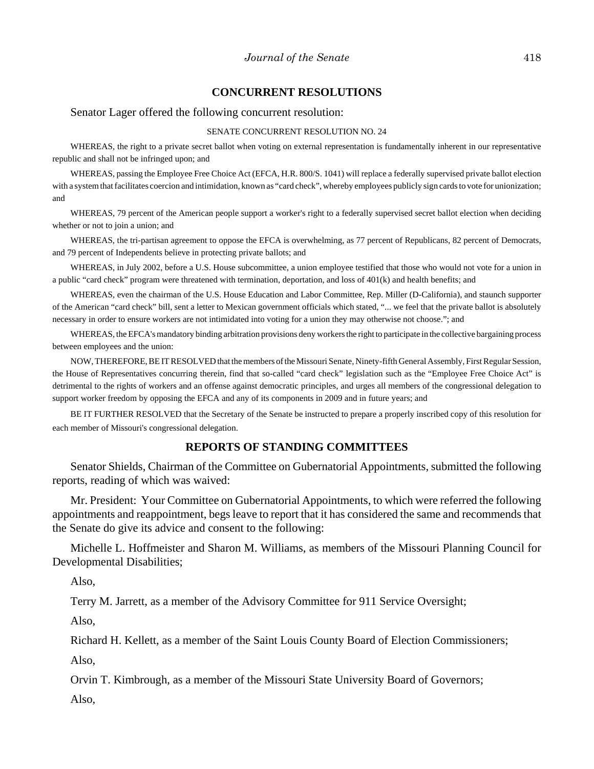## CONCURRENT RESOLUTIONS

Senator Lager offered the following concurrent resolution:

SENATE CONCURRENT RESOLUTION NO. 24

WHEREAS, the right to a private secret ballot when voting on external representation is fundamentally inherent in our representative republic and shall not be infringed upon; and

WHEREAS, passing the Employee Free Choice Act (EFCA, H.R. 800/S. 1041) will replace a federally supervised private ballot election with a system that facilitates coercion and intimidation, known as "card check", whereby employees publicly sign cards to vote for unionization; and

WHEREAS, 79 percent of the American people support a worker's right to a federally supervised secret ballot election when deciding whether or not to join a union; and

WHEREAS, the tri-partisan agreement to oppose the EFCA is overwhelming, as 77 percent of Republicans, 82 percent of Democrats, and 79 percent of Independents believe in protecting private ballots; and

WHEREAS, in July 2002, before a U.S. House subcommittee, a union employee testified that those who would not vote for a union in a public "card check" program were threatened with termination, deportation, and loss of 401(k) and health benefits; and

WHEREAS, even the chairman of the U.S. House Education and Labor Committee, Rep. Miller (D-California), and staunch supporter of the American "card check" bill, sent a letter to Mexican government officials which stated, "... we feel that the private ballot is absolutely necessary in order to ensure workers are not intimidated into voting for a union they may otherwise not choose."; and

WHEREAS, the EFCA's mandatory binding arbitration provisions deny workers the right to participate in the collective bargaining process between employees and the union:

NOW, THEREFORE, BE IT RESOLVED that the members of the Missouri Senate, Ninety-fifth General Assembly, First Regular Session, the House of Representatives concurring therein, find that so-called "card check" legislation such as the "Employee Free Choice Act" is detrimental to the rights of workers and an offense against democratic principles, and urges all members of the congressional delegation to support worker freedom by opposing the EFCA and any of its components in 2009 and in future years; and

BE IT FURTHER RESOLVED that the Secretary of the Senate be instructed to prepare a properly inscribed copy of this resolution for each member of Missouri's congressional delegation.

## REPORTS OF STANDING COMMITTEES

Senator Shields, Chairman of the Committee on Gubernatorial Appointments, submitted the following reports, reading of which was waived:

Mr. President: Your Committee on Gubernatorial Appointments, to which were referred the following appointments and reappointment, begs leave to report that it has considered the same and recommends that the Senate do give its advice and consent to the following:

Michelle L. Hoffmeister and Sharon M. Williams, as members of the Missouri Planning Council for Developmental Disabilities;

Also,

Terry M. Jarrett, as a member of the Advisory Committee for 911 Service Oversight;

Also,

Richard H. Kellett, as a member of the Saint Louis County Board of Election Commissioners;

Also,

Orvin T. Kimbrough, as a member of the Missouri State University Board of Governors;

Also,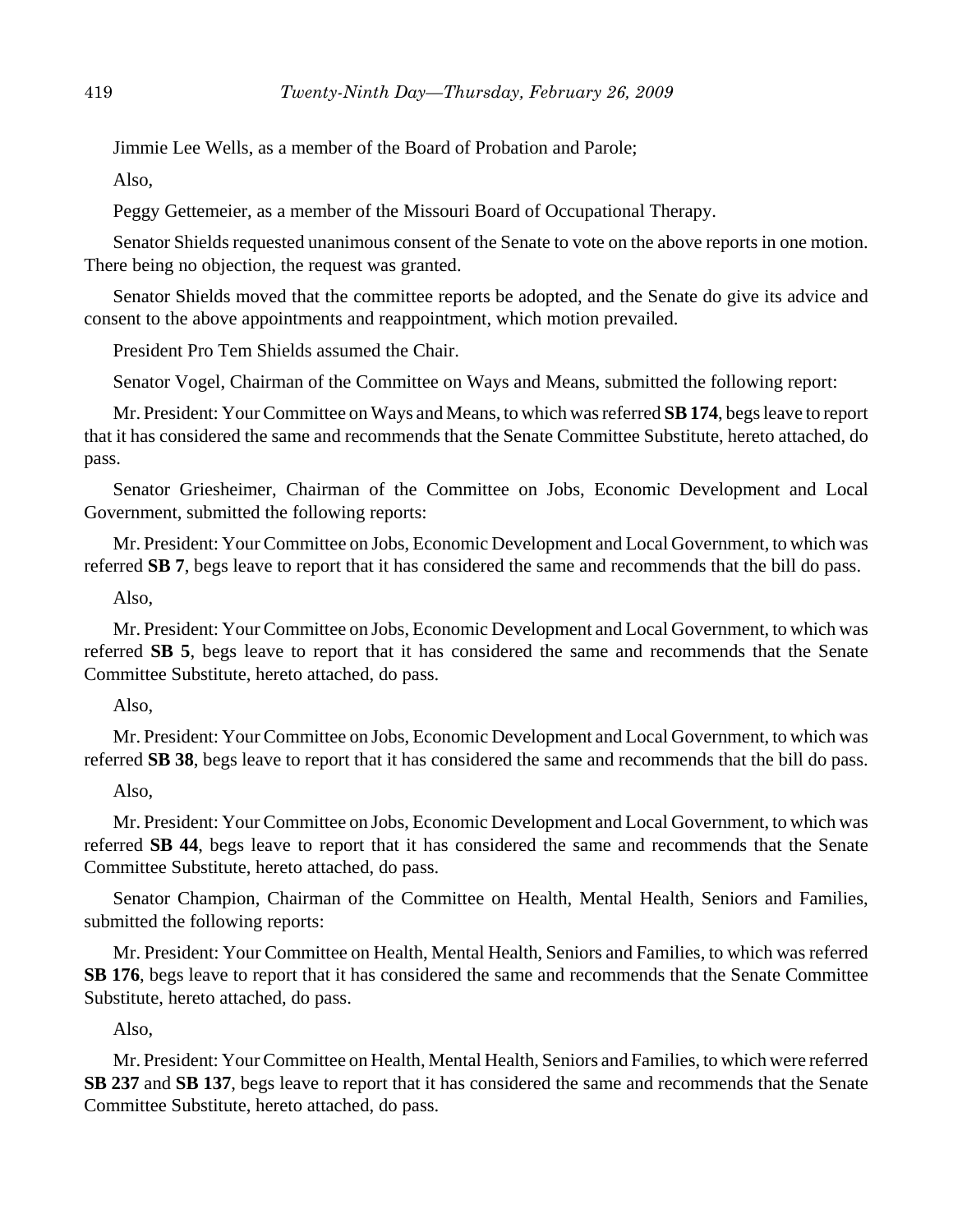Jimmie Lee Wells, as a member of the Board of Probation and Parole;

Also,

Peggy Gettemeier, as a member of the Missouri Board of Occupational Therapy.

Senator Shields requested unanimous consent of the Senate to vote on the above reports in one motion. There being no objection, the request was granted.

Senator Shields moved that the committee reports be adopted, and the Senate do give its advice and consent to the above appointments and reappointment, which motion prevailed.

President Pro Tem Shields assumed the Chair.

Senator Vogel, Chairman of the Committee on Ways and Means, submitted the following report:

Mr. President: Your Committee on Ways and Means, to which was referred **SB 174**, begs leave to report that it has considered the same and recommends that the Senate Committee Substitute, hereto attached, do pass.

Senator Griesheimer, Chairman of the Committee on Jobs, Economic Development and Local Government, submitted the following reports:

Mr. President: Your Committee on Jobs, Economic Development and Local Government, to which was referred **SB 7**, begs leave to report that it has considered the same and recommends that the bill do pass.

Also,

Mr. President: Your Committee on Jobs, Economic Development and Local Government, to which was referred **SB 5**, begs leave to report that it has considered the same and recommends that the Senate Committee Substitute, hereto attached, do pass.

Also,

Mr. President: Your Committee on Jobs, Economic Development and Local Government, to which was referred **SB 38**, begs leave to report that it has considered the same and recommends that the bill do pass.

Also,

Mr. President: Your Committee on Jobs, Economic Development and Local Government, to which was referred **SB 44**, begs leave to report that it has considered the same and recommends that the Senate Committee Substitute, hereto attached, do pass.

Senator Champion, Chairman of the Committee on Health, Mental Health, Seniors and Families, submitted the following reports:

Mr. President: Your Committee on Health, Mental Health, Seniors and Families, to which was referred **SB 176**, begs leave to report that it has considered the same and recommends that the Senate Committee Substitute, hereto attached, do pass.

Also,

Mr. President: Your Committee on Health, Mental Health, Seniors and Families, to which were referred **SB 237** and **SB 137**, begs leave to report that it has considered the same and recommends that the Senate Committee Substitute, hereto attached, do pass.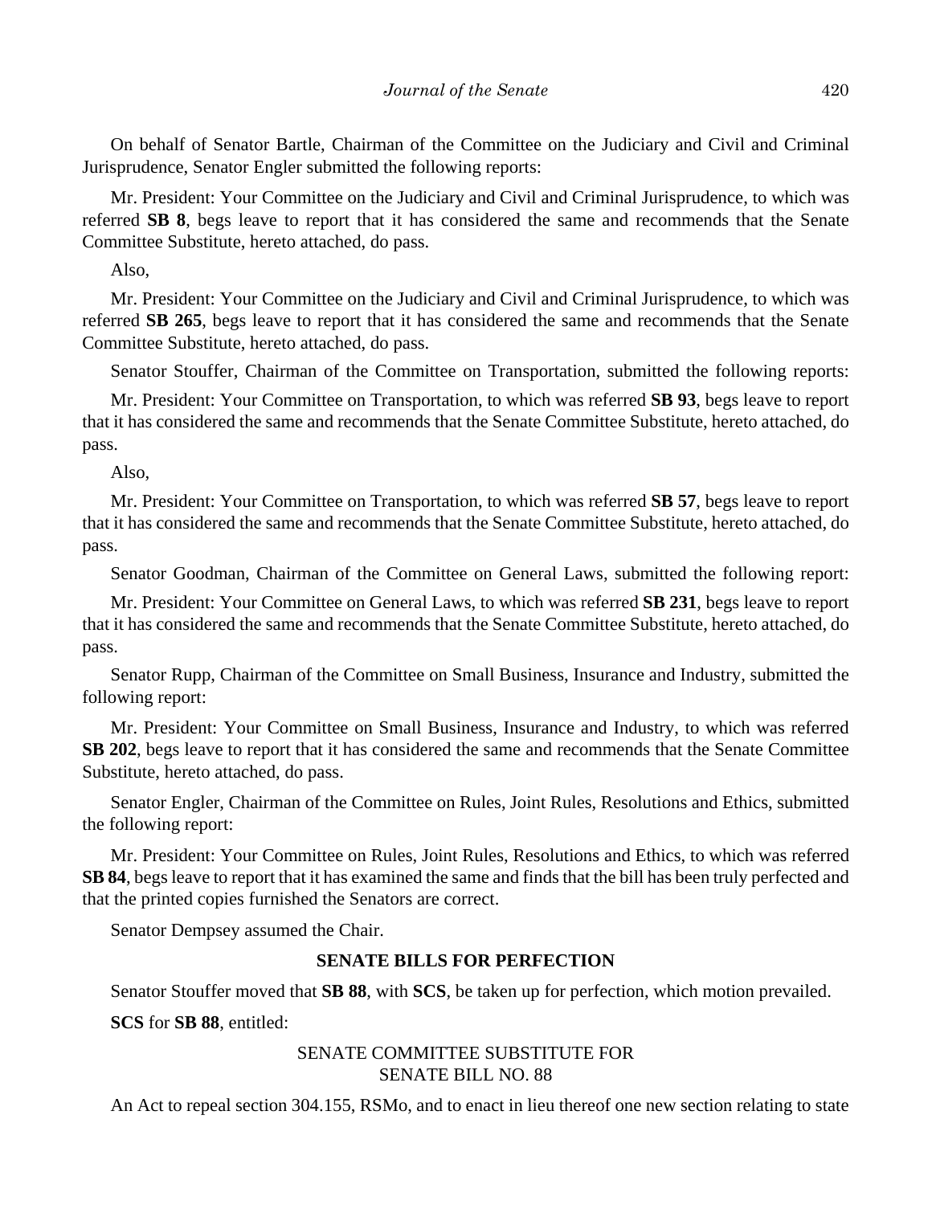On behalf of Senator Bartle, Chairman of the Committee on the Judiciary and Civil and Criminal Jurisprudence, Senator Engler submitted the following reports:

Mr. President: Your Committee on the Judiciary and Civil and Criminal Jurisprudence, to which was referred **SB 8**, begs leave to report that it has considered the same and recommends that the Senate Committee Substitute, hereto attached, do pass.

Also,

Mr. President: Your Committee on the Judiciary and Civil and Criminal Jurisprudence, to which was referred **SB 265**, begs leave to report that it has considered the same and recommends that the Senate Committee Substitute, hereto attached, do pass.

Senator Stouffer, Chairman of the Committee on Transportation, submitted the following reports:

Mr. President: Your Committee on Transportation, to which was referred **SB 93**, begs leave to report that it has considered the same and recommends that the Senate Committee Substitute, hereto attached, do pass.

Also,

Mr. President: Your Committee on Transportation, to which was referred **SB 57**, begs leave to report that it has considered the same and recommends that the Senate Committee Substitute, hereto attached, do pass.

Senator Goodman, Chairman of the Committee on General Laws, submitted the following report:

Mr. President: Your Committee on General Laws, to which was referred **SB 231**, begs leave to report that it has considered the same and recommends that the Senate Committee Substitute, hereto attached, do pass.

Senator Rupp, Chairman of the Committee on Small Business, Insurance and Industry, submitted the following report:

Mr. President: Your Committee on Small Business, Insurance and Industry, to which was referred **SB 202**, begs leave to report that it has considered the same and recommends that the Senate Committee Substitute, hereto attached, do pass.

Senator Engler, Chairman of the Committee on Rules, Joint Rules, Resolutions and Ethics, submitted the following report:

Mr. President: Your Committee on Rules, Joint Rules, Resolutions and Ethics, to which was referred **SB 84**, begs leave to report that it has examined the same and finds that the bill has been truly perfected and that the printed copies furnished the Senators are correct.

Senator Dempsey assumed the Chair.

## SENATE BILLS FOR PERFECTION

Senator Stouffer moved that **SB 88**, with **SCS**, be taken up for perfection, which motion prevailed.

**SCS** for **SB 88**, entitled:

SENATE COMMITTEE SUBSTITUTE FOR
SENATE BILL NO. 88

An Act to repeal section 304.155, RSMo, and to enact in lieu thereof one new section relating to state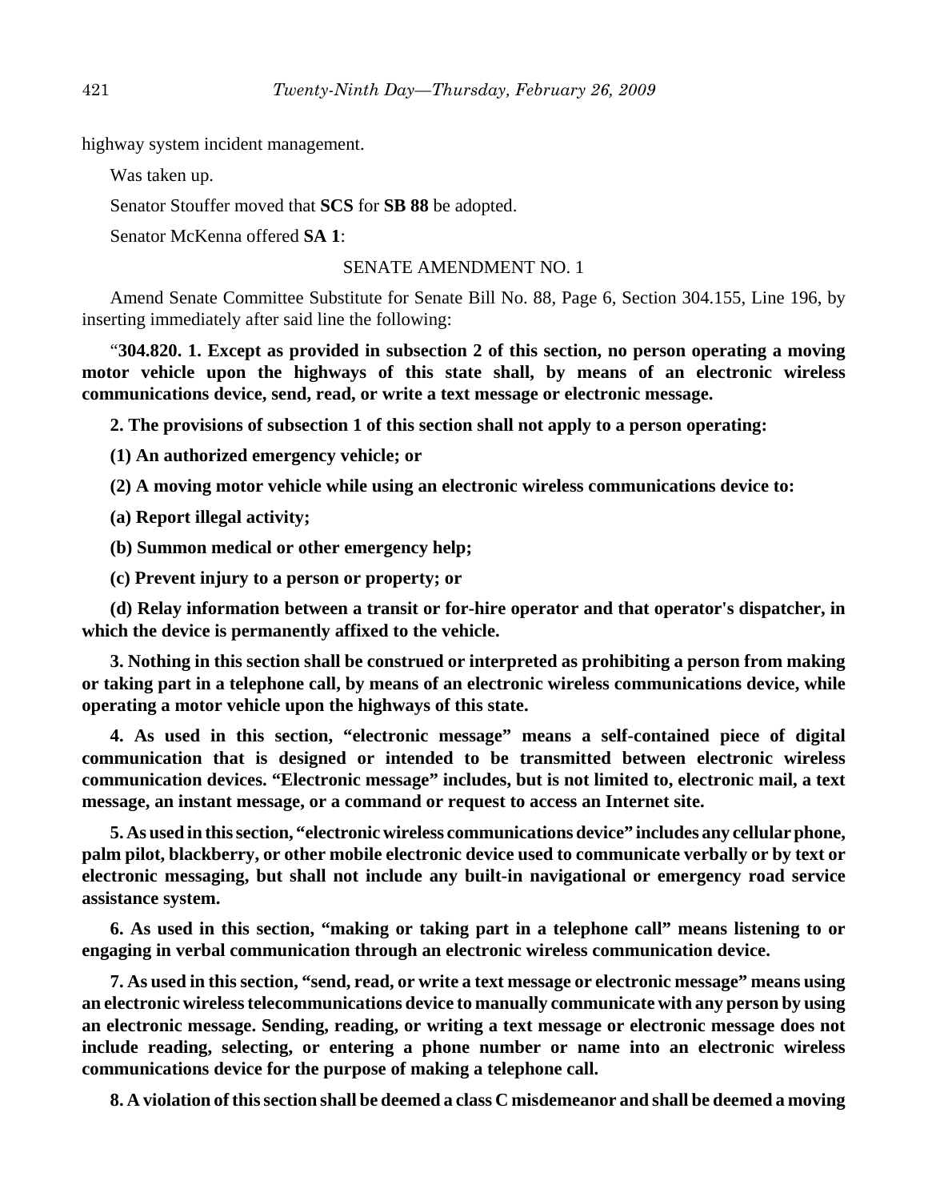highway system incident management.

Was taken up.

Senator Stouffer moved that **SCS** for **SB 88** be adopted.

Senator McKenna offered **SA 1**:

SENATE AMENDMENT NO. 1

Amend Senate Committee Substitute for Senate Bill No. 88, Page 6, Section 304.155, Line 196, by inserting immediately after said line the following:

"**304.820. 1. Except as provided in subsection 2 of this section, no person operating a moving motor vehicle upon the highways of this state shall, by means of an electronic wireless communications device, send, read, or write a text message or electronic message.**

**2. The provisions of subsection 1 of this section shall not apply to a person operating:**

**(1) An authorized emergency vehicle; or**

**(2) A moving motor vehicle while using an electronic wireless communications device to:**

**(a) Report illegal activity;**

**(b) Summon medical or other emergency help;**

**(c) Prevent injury to a person or property; or**

**(d) Relay information between a transit or for-hire operator and that operator's dispatcher, in which the device is permanently affixed to the vehicle.**

**3. Nothing in this section shall be construed or interpreted as prohibiting a person from making or taking part in a telephone call, by means of an electronic wireless communications device, while operating a motor vehicle upon the highways of this state.**

**4. As used in this section, "electronic message" means a self-contained piece of digital communication that is designed or intended to be transmitted between electronic wireless communication devices. "Electronic message" includes, but is not limited to, electronic mail, a text message, an instant message, or a command or request to access an Internet site.**

**5. As used in this section, "electronic wireless communications device" includes any cellular phone, palm pilot, blackberry, or other mobile electronic device used to communicate verbally or by text or electronic messaging, but shall not include any built-in navigational or emergency road service assistance system.**

**6. As used in this section, "making or taking part in a telephone call" means listening to or engaging in verbal communication through an electronic wireless communication device.**

**7. As used in this section, "send, read, or write a text message or electronic message" means using an electronic wireless telecommunications device to manually communicate with any person by using an electronic message. Sending, reading, or writing a text message or electronic message does not include reading, selecting, or entering a phone number or name into an electronic wireless communications device for the purpose of making a telephone call.**

**8. A violation of this section shall be deemed a class C misdemeanor and shall be deemed a moving**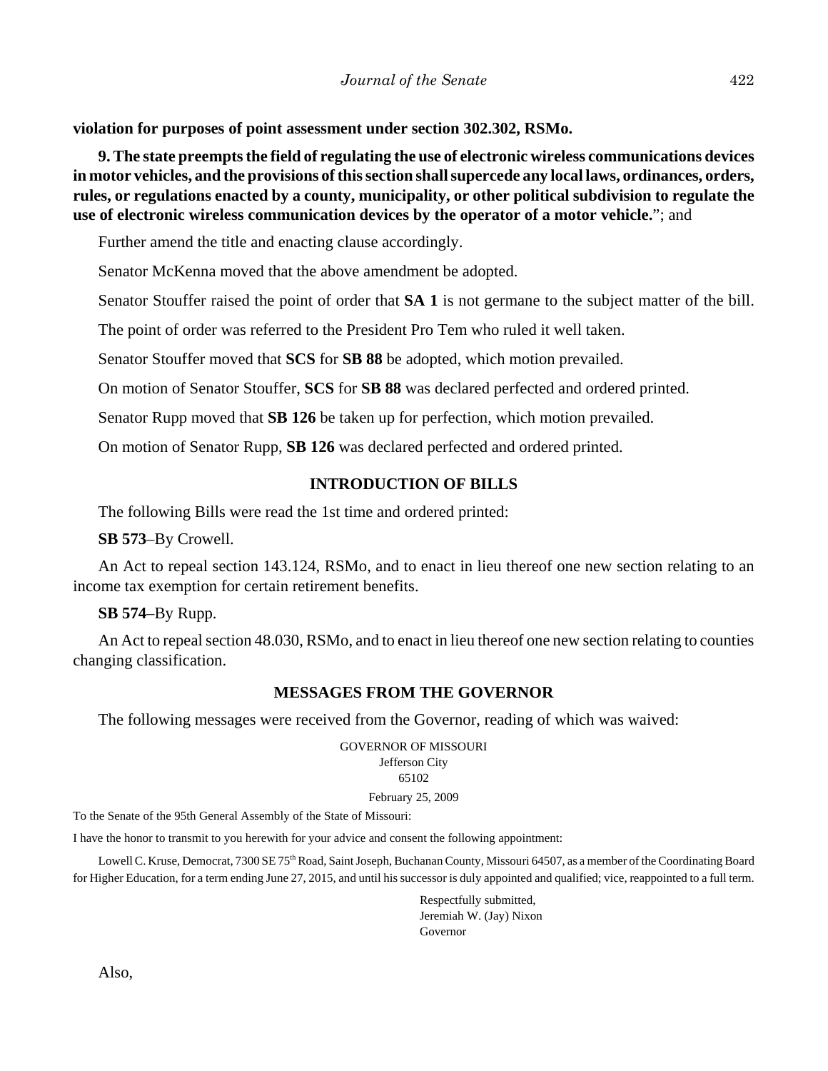**violation for purposes of point assessment under section 302.302, RSMo.**

**9. The state preempts the field of regulating the use of electronic wireless communications devices in motor vehicles, and the provisions of this section shall supercede any local laws, ordinances, orders, rules, or regulations enacted by a county, municipality, or other political subdivision to regulate the use of electronic wireless communication devices by the operator of a motor vehicle.**"; and

Further amend the title and enacting clause accordingly.

Senator McKenna moved that the above amendment be adopted.

Senator Stouffer raised the point of order that **SA 1** is not germane to the subject matter of the bill.

The point of order was referred to the President Pro Tem who ruled it well taken.

Senator Stouffer moved that **SCS** for **SB 88** be adopted, which motion prevailed.

On motion of Senator Stouffer, **SCS** for **SB 88** was declared perfected and ordered printed.

Senator Rupp moved that **SB 126** be taken up for perfection, which motion prevailed.

On motion of Senator Rupp, **SB 126** was declared perfected and ordered printed.

## INTRODUCTION OF BILLS

The following Bills were read the 1st time and ordered printed:

**SB 573**–By Crowell.

An Act to repeal section 143.124, RSMo, and to enact in lieu thereof one new section relating to an income tax exemption for certain retirement benefits.

**SB 574**–By Rupp.

An Act to repeal section 48.030, RSMo, and to enact in lieu thereof one new section relating to counties changing classification.

## MESSAGES FROM THE GOVERNOR

The following messages were received from the Governor, reading of which was waived:

GOVERNOR OF MISSOURI
Jefferson City
65102

February 25, 2009

To the Senate of the 95th General Assembly of the State of Missouri:

I have the honor to transmit to you herewith for your advice and consent the following appointment:

Lowell C. Kruse, Democrat, 7300 SE 75th Road, Saint Joseph, Buchanan County, Missouri 64507, as a member of the Coordinating Board for Higher Education, for a term ending June 27, 2015, and until his successor is duly appointed and qualified; vice, reappointed to a full term.

Respectfully submitted,
Jeremiah W. (Jay) Nixon
Governor

Also,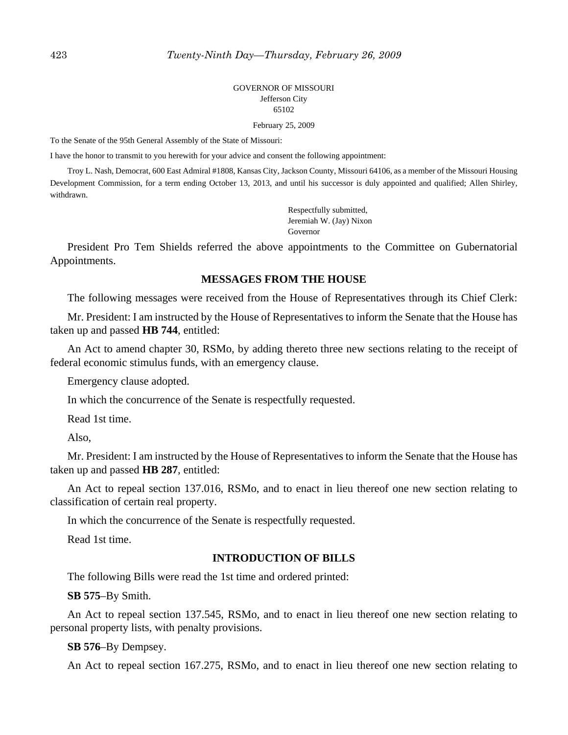GOVERNOR OF MISSOURI
Jefferson City
65102

February 25, 2009

To the Senate of the 95th General Assembly of the State of Missouri:

I have the honor to transmit to you herewith for your advice and consent the following appointment:

Troy L. Nash, Democrat, 600 East Admiral #1808, Kansas City, Jackson County, Missouri 64106, as a member of the Missouri Housing Development Commission, for a term ending October 13, 2013, and until his successor is duly appointed and qualified; Allen Shirley, withdrawn.

Respectfully submitted,
Jeremiah W. (Jay) Nixon
Governor

President Pro Tem Shields referred the above appointments to the Committee on Gubernatorial Appointments.

## MESSAGES FROM THE HOUSE

The following messages were received from the House of Representatives through its Chief Clerk:

Mr. President: I am instructed by the House of Representatives to inform the Senate that the House has taken up and passed **HB 744**, entitled:

An Act to amend chapter 30, RSMo, by adding thereto three new sections relating to the receipt of federal economic stimulus funds, with an emergency clause.

Emergency clause adopted.

In which the concurrence of the Senate is respectfully requested.

Read 1st time.

Also,

Mr. President: I am instructed by the House of Representatives to inform the Senate that the House has taken up and passed **HB 287**, entitled:

An Act to repeal section 137.016, RSMo, and to enact in lieu thereof one new section relating to classification of certain real property.

In which the concurrence of the Senate is respectfully requested.

Read 1st time.

## INTRODUCTION OF BILLS

The following Bills were read the 1st time and ordered printed:

**SB 575**–By Smith.

An Act to repeal section 137.545, RSMo, and to enact in lieu thereof one new section relating to personal property lists, with penalty provisions.

**SB 576**–By Dempsey.

An Act to repeal section 167.275, RSMo, and to enact in lieu thereof one new section relating to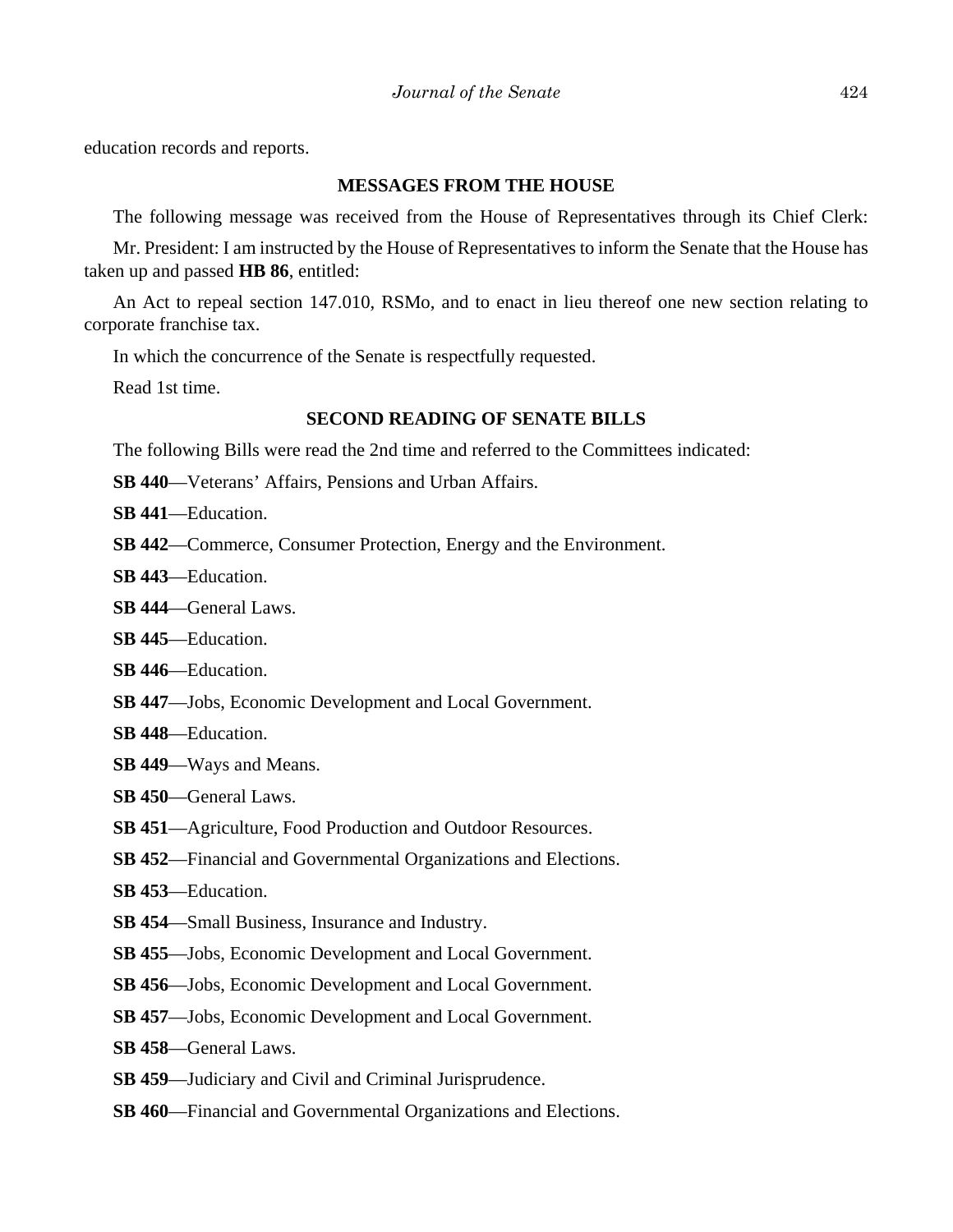education records and reports.

## MESSAGES FROM THE HOUSE

The following message was received from the House of Representatives through its Chief Clerk:

Mr. President: I am instructed by the House of Representatives to inform the Senate that the House has taken up and passed **HB 86**, entitled:

An Act to repeal section 147.010, RSMo, and to enact in lieu thereof one new section relating to corporate franchise tax.

In which the concurrence of the Senate is respectfully requested.

Read 1st time.

## SECOND READING OF SENATE BILLS

The following Bills were read the 2nd time and referred to the Committees indicated:

**SB 440**—Veterans' Affairs, Pensions and Urban Affairs.

**SB 441**—Education.

**SB 442**—Commerce, Consumer Protection, Energy and the Environment.

**SB 443**—Education.

**SB 444**—General Laws.

**SB 445**—Education.

**SB 446**—Education.

**SB 447**—Jobs, Economic Development and Local Government.

**SB 448**—Education.

**SB 449**—Ways and Means.

**SB 450**—General Laws.

**SB 451**—Agriculture, Food Production and Outdoor Resources.

**SB 452**—Financial and Governmental Organizations and Elections.

**SB 453**—Education.

**SB 454**—Small Business, Insurance and Industry.

**SB 455**—Jobs, Economic Development and Local Government.

**SB 456**—Jobs, Economic Development and Local Government.

**SB 457**—Jobs, Economic Development and Local Government.

**SB 458**—General Laws.

**SB 459**—Judiciary and Civil and Criminal Jurisprudence.

**SB 460**—Financial and Governmental Organizations and Elections.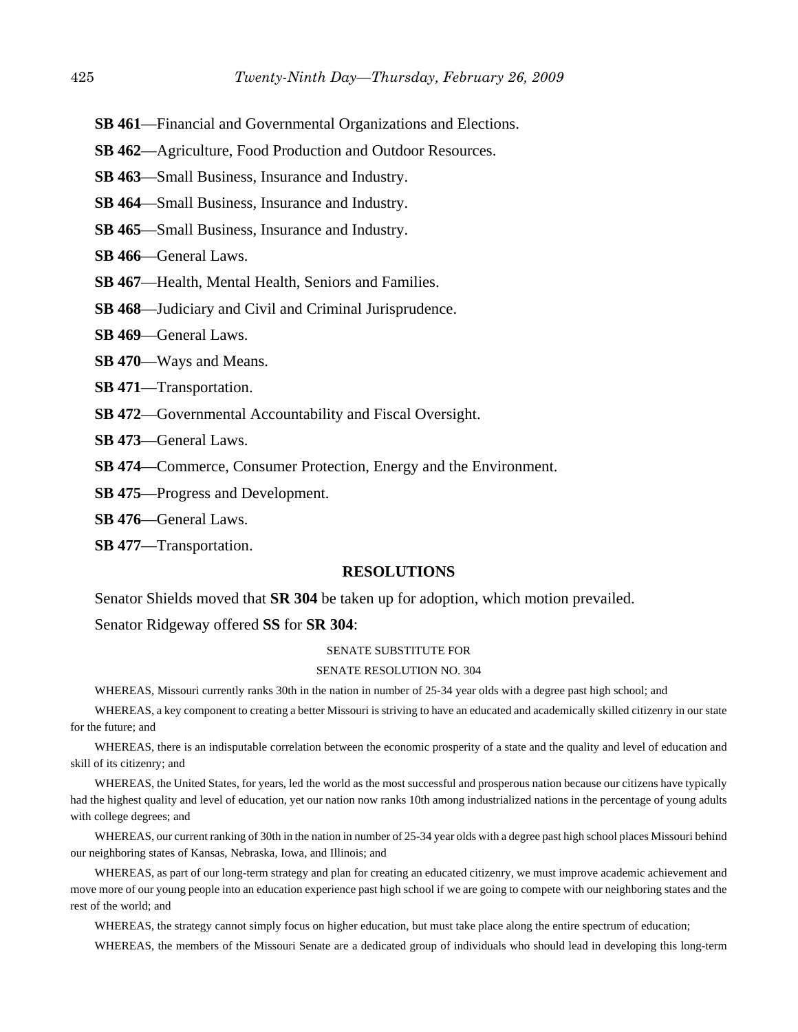**SB 461**—Financial and Governmental Organizations and Elections.

**SB 462**—Agriculture, Food Production and Outdoor Resources.

**SB 463**—Small Business, Insurance and Industry.

**SB 464**—Small Business, Insurance and Industry.

**SB 465**—Small Business, Insurance and Industry.

**SB 466**—General Laws.

**SB 467**—Health, Mental Health, Seniors and Families.

**SB 468**—Judiciary and Civil and Criminal Jurisprudence.

**SB 469**—General Laws.

**SB 470**—Ways and Means.

**SB 471**—Transportation.

**SB 472**—Governmental Accountability and Fiscal Oversight.

**SB 473**—General Laws.

**SB 474**—Commerce, Consumer Protection, Energy and the Environment.

**SB 475**—Progress and Development.

**SB 476**—General Laws.

**SB 477**—Transportation.

## RESOLUTIONS

Senator Shields moved that **SR 304** be taken up for adoption, which motion prevailed.

Senator Ridgeway offered **SS** for **SR 304**:

SENATE SUBSTITUTE FOR

SENATE RESOLUTION NO. 304

WHEREAS, Missouri currently ranks 30th in the nation in number of 25-34 year olds with a degree past high school; and

WHEREAS, a key component to creating a better Missouri is striving to have an educated and academically skilled citizenry in our state for the future; and

WHEREAS, there is an indisputable correlation between the economic prosperity of a state and the quality and level of education and skill of its citizenry; and

WHEREAS, the United States, for years, led the world as the most successful and prosperous nation because our citizens have typically had the highest quality and level of education, yet our nation now ranks 10th among industrialized nations in the percentage of young adults with college degrees; and

WHEREAS, our current ranking of 30th in the nation in number of 25-34 year olds with a degree past high school places Missouri behind our neighboring states of Kansas, Nebraska, Iowa, and Illinois; and

WHEREAS, as part of our long-term strategy and plan for creating an educated citizenry, we must improve academic achievement and move more of our young people into an education experience past high school if we are going to compete with our neighboring states and the rest of the world; and

WHEREAS, the strategy cannot simply focus on higher education, but must take place along the entire spectrum of education;

WHEREAS, the members of the Missouri Senate are a dedicated group of individuals who should lead in developing this long-term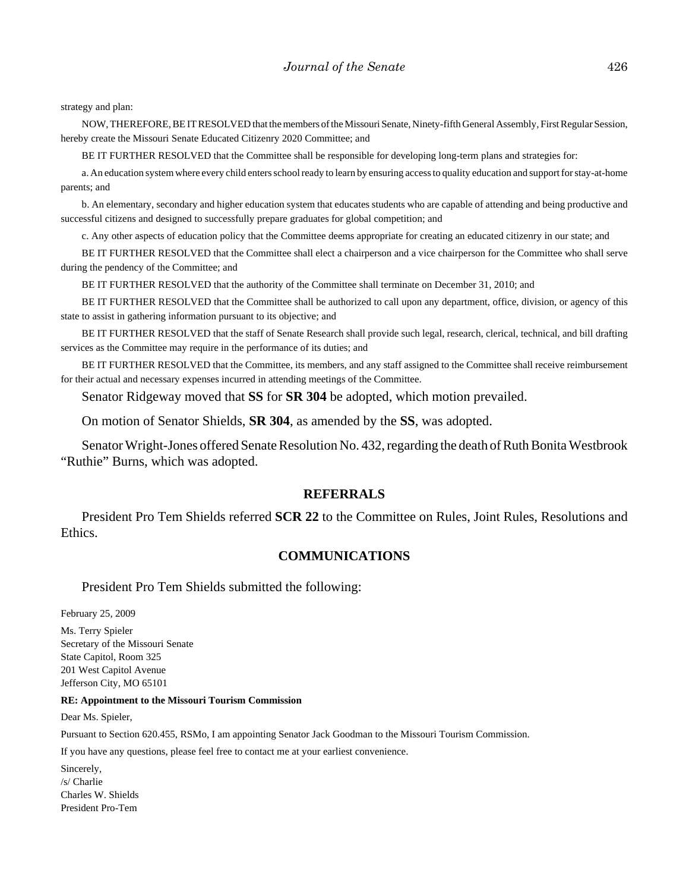strategy and plan:

NOW, THEREFORE, BE IT RESOLVED that the members of the Missouri Senate, Ninety-fifth General Assembly, First Regular Session, hereby create the Missouri Senate Educated Citizenry 2020 Committee; and

BE IT FURTHER RESOLVED that the Committee shall be responsible for developing long-term plans and strategies for:

a. An education system where every child enters school ready to learn by ensuring access to quality education and support for stay-at-home parents; and

b. An elementary, secondary and higher education system that educates students who are capable of attending and being productive and successful citizens and designed to successfully prepare graduates for global competition; and

c. Any other aspects of education policy that the Committee deems appropriate for creating an educated citizenry in our state; and

BE IT FURTHER RESOLVED that the Committee shall elect a chairperson and a vice chairperson for the Committee who shall serve during the pendency of the Committee; and

BE IT FURTHER RESOLVED that the authority of the Committee shall terminate on December 31, 2010; and

BE IT FURTHER RESOLVED that the Committee shall be authorized to call upon any department, office, division, or agency of this state to assist in gathering information pursuant to its objective; and

BE IT FURTHER RESOLVED that the staff of Senate Research shall provide such legal, research, clerical, technical, and bill drafting services as the Committee may require in the performance of its duties; and

BE IT FURTHER RESOLVED that the Committee, its members, and any staff assigned to the Committee shall receive reimbursement for their actual and necessary expenses incurred in attending meetings of the Committee.

Senator Ridgeway moved that **SS** for **SR 304** be adopted, which motion prevailed.

On motion of Senator Shields, **SR 304**, as amended by the **SS**, was adopted.

Senator Wright-Jones offered Senate Resolution No. 432, regarding the death of Ruth Bonita Westbrook "Ruthie" Burns, which was adopted.

## REFERRALS

President Pro Tem Shields referred **SCR 22** to the Committee on Rules, Joint Rules, Resolutions and Ethics.

## COMMUNICATIONS

President Pro Tem Shields submitted the following:

February 25, 2009

Ms. Terry Spieler
Secretary of the Missouri Senate
State Capitol, Room 325
201 West Capitol Avenue
Jefferson City, MO 65101

**RE: Appointment to the Missouri Tourism Commission**

Dear Ms. Spieler,

Pursuant to Section 620.455, RSMo, I am appointing Senator Jack Goodman to the Missouri Tourism Commission.

If you have any questions, please feel free to contact me at your earliest convenience.

Sincerely,
/s/ Charlie
Charles W. Shields
President Pro-Tem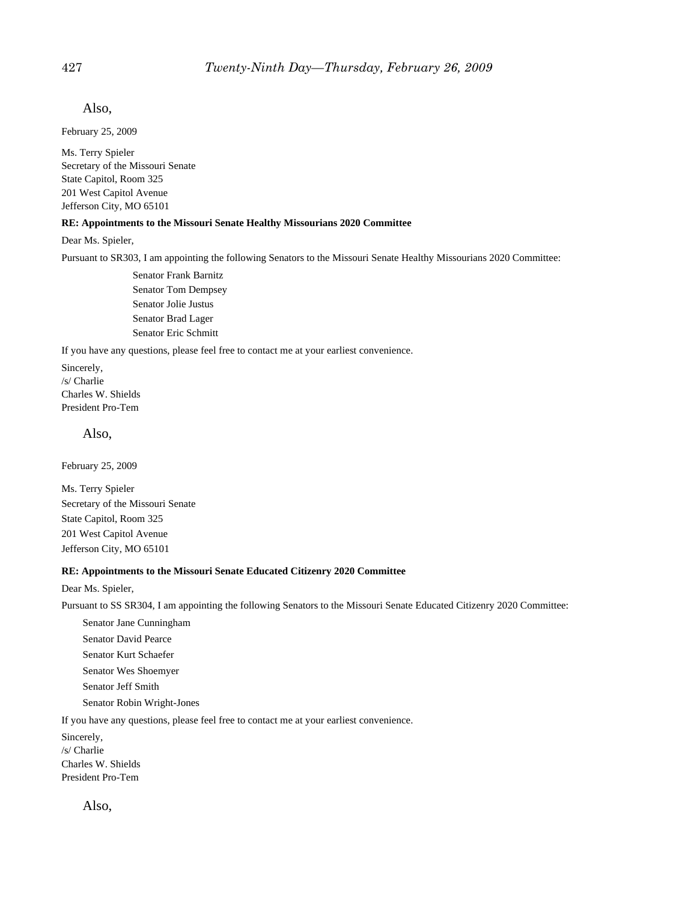Also,

February 25, 2009

Ms. Terry Spieler
Secretary of the Missouri Senate
State Capitol, Room 325
201 West Capitol Avenue
Jefferson City, MO 65101

**RE: Appointments to the Missouri Senate Healthy Missourians 2020 Committee**

Dear Ms. Spieler,

Pursuant to SR303, I am appointing the following Senators to the Missouri Senate Healthy Missourians 2020 Committee:

Senator Frank Barnitz
Senator Tom Dempsey
Senator Jolie Justus
Senator Brad Lager
Senator Eric Schmitt

If you have any questions, please feel free to contact me at your earliest convenience.

Sincerely,
/s/ Charlie
Charles W. Shields
President Pro-Tem

Also,

February 25, 2009

Ms. Terry Spieler
Secretary of the Missouri Senate
State Capitol, Room 325
201 West Capitol Avenue
Jefferson City, MO 65101

**RE: Appointments to the Missouri Senate Educated Citizenry 2020 Committee**

Dear Ms. Spieler,

Pursuant to SS SR304, I am appointing the following Senators to the Missouri Senate Educated Citizenry 2020 Committee:

Senator Jane Cunningham
Senator David Pearce
Senator Kurt Schaefer
Senator Wes Shoemyer
Senator Jeff Smith
Senator Robin Wright-Jones

If you have any questions, please feel free to contact me at your earliest convenience.

Sincerely,
/s/ Charlie
Charles W. Shields
President Pro-Tem

Also,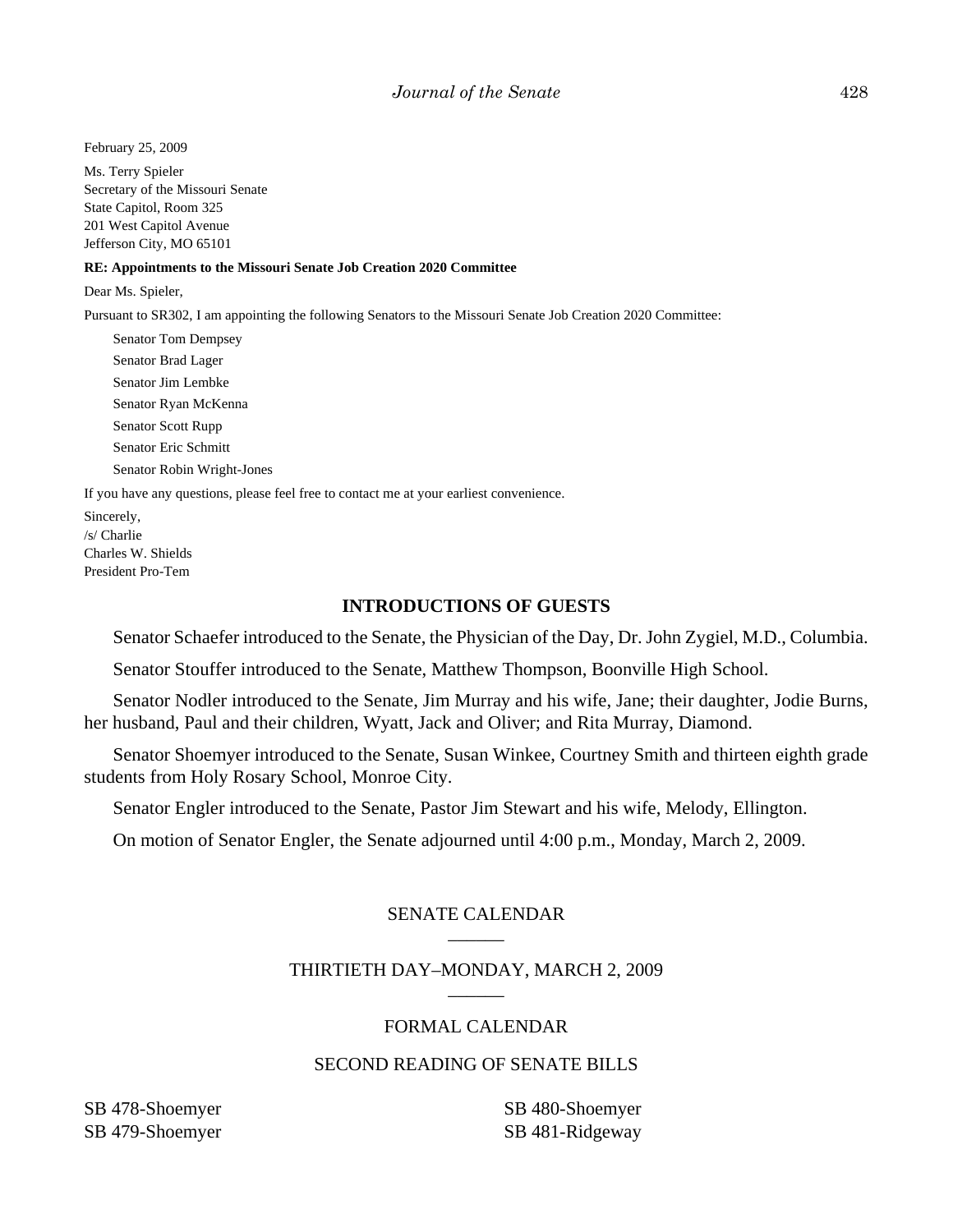February 25, 2009

Ms. Terry Spieler
Secretary of the Missouri Senate
State Capitol, Room 325
201 West Capitol Avenue
Jefferson City, MO 65101

**RE: Appointments to the Missouri Senate Job Creation 2020 Committee**

Dear Ms. Spieler,

Pursuant to SR302, I am appointing the following Senators to the Missouri Senate Job Creation 2020 Committee:

Senator Tom Dempsey
Senator Brad Lager
Senator Jim Lembke
Senator Ryan McKenna
Senator Scott Rupp
Senator Eric Schmitt
Senator Robin Wright-Jones

If you have any questions, please feel free to contact me at your earliest convenience.

Sincerely,
/s/ Charlie
Charles W. Shields
President Pro-Tem

## INTRODUCTIONS OF GUESTS

Senator Schaefer introduced to the Senate, the Physician of the Day, Dr. John Zygiel, M.D., Columbia.

Senator Stouffer introduced to the Senate, Matthew Thompson, Boonville High School.

Senator Nodler introduced to the Senate, Jim Murray and his wife, Jane; their daughter, Jodie Burns, her husband, Paul and their children, Wyatt, Jack and Oliver; and Rita Murray, Diamond.

Senator Shoemyer introduced to the Senate, Susan Winkee, Courtney Smith and thirteen eighth grade students from Holy Rosary School, Monroe City.

Senator Engler introduced to the Senate, Pastor Jim Stewart and his wife, Melody, Ellington.

On motion of Senator Engler, the Senate adjourned until 4:00 p.m., Monday, March 2, 2009.

## SENATE CALENDAR

## THIRTIETH DAY–MONDAY, MARCH 2, 2009

## FORMAL CALENDAR

## SECOND READING OF SENATE BILLS

SB 478-Shoemyer
SB 479-Shoemyer
SB 480-Shoemyer
SB 481-Ridgeway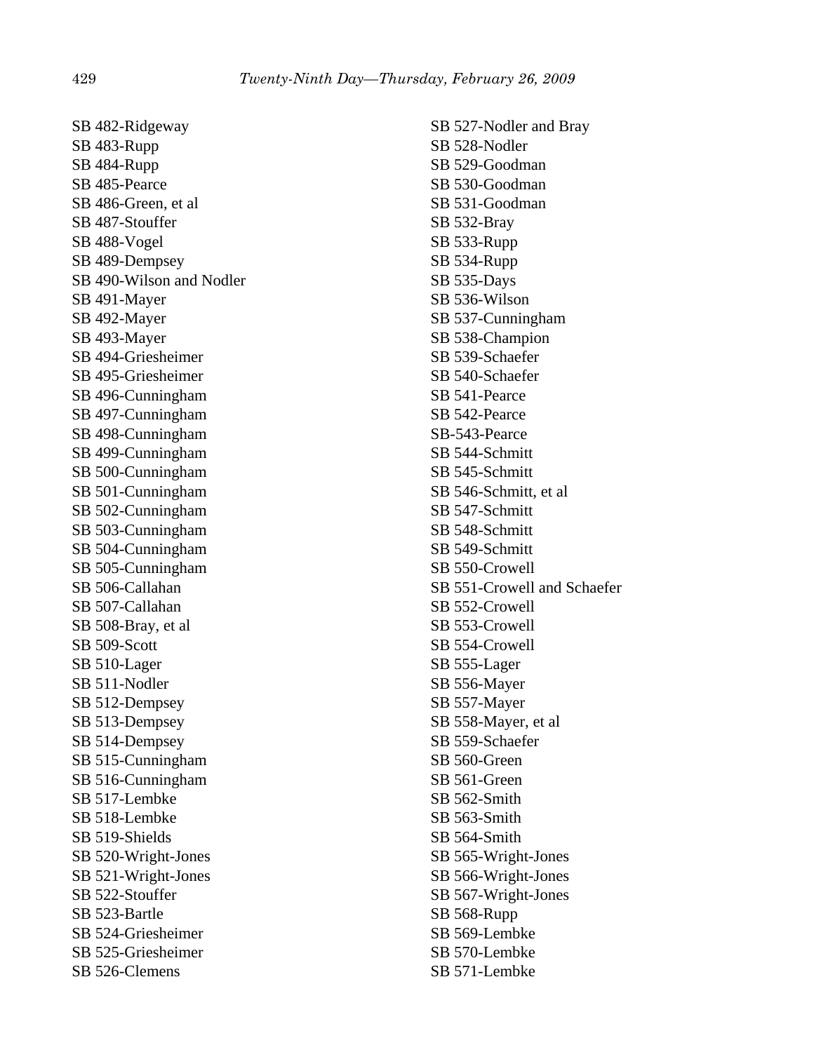SB 482-Ridgeway
SB 483-Rupp
SB 484-Rupp
SB 485-Pearce
SB 486-Green, et al
SB 487-Stouffer
SB 488-Vogel
SB 489-Dempsey
SB 490-Wilson and Nodler
SB 491-Mayer
SB 492-Mayer
SB 493-Mayer
SB 494-Griesheimer
SB 495-Griesheimer
SB 496-Cunningham
SB 497-Cunningham
SB 498-Cunningham
SB 499-Cunningham
SB 500-Cunningham
SB 501-Cunningham
SB 502-Cunningham
SB 503-Cunningham
SB 504-Cunningham
SB 505-Cunningham
SB 506-Callahan
SB 507-Callahan
SB 508-Bray, et al
SB 509-Scott
SB 510-Lager
SB 511-Nodler
SB 512-Dempsey
SB 513-Dempsey
SB 514-Dempsey
SB 515-Cunningham
SB 516-Cunningham
SB 517-Lembke
SB 518-Lembke
SB 519-Shields
SB 520-Wright-Jones
SB 521-Wright-Jones
SB 522-Stouffer
SB 523-Bartle
SB 524-Griesheimer
SB 525-Griesheimer
SB 526-Clemens
SB 527-Nodler and Bray
SB 528-Nodler
SB 529-Goodman
SB 530-Goodman
SB 531-Goodman
SB 532-Bray
SB 533-Rupp
SB 534-Rupp
SB 535-Days
SB 536-Wilson
SB 537-Cunningham
SB 538-Champion
SB 539-Schaefer
SB 540-Schaefer
SB 541-Pearce
SB 542-Pearce
SB-543-Pearce
SB 544-Schmitt
SB 545-Schmitt
SB 546-Schmitt, et al
SB 547-Schmitt
SB 548-Schmitt
SB 549-Schmitt
SB 550-Crowell
SB 551-Crowell and Schaefer
SB 552-Crowell
SB 553-Crowell
SB 554-Crowell
SB 555-Lager
SB 556-Mayer
SB 557-Mayer
SB 558-Mayer, et al
SB 559-Schaefer
SB 560-Green
SB 561-Green
SB 562-Smith
SB 563-Smith
SB 564-Smith
SB 565-Wright-Jones
SB 566-Wright-Jones
SB 567-Wright-Jones
SB 568-Rupp
SB 569-Lembke
SB 570-Lembke
SB 571-Lembke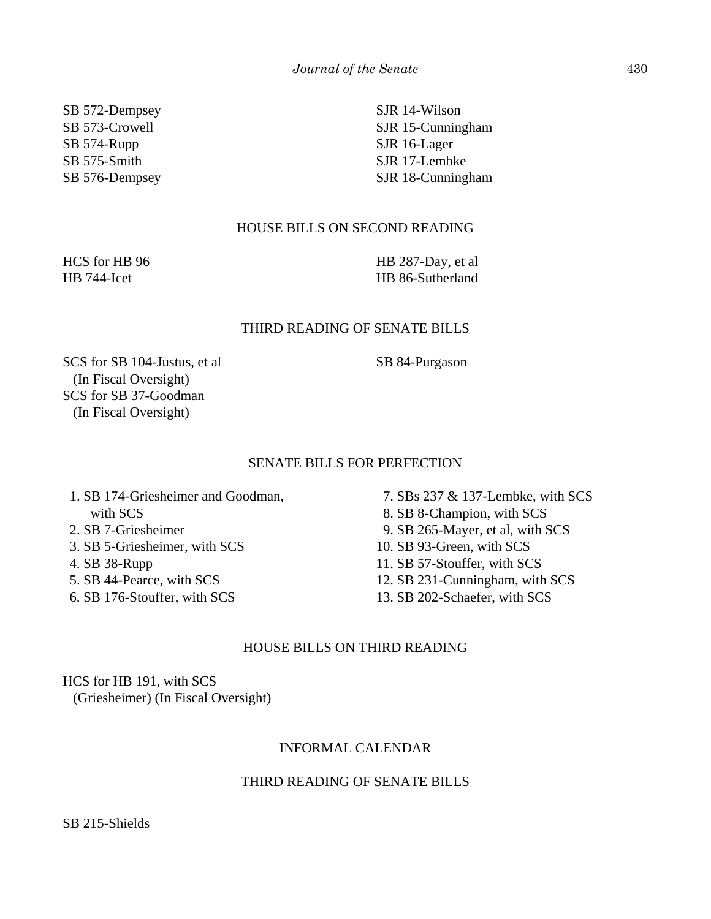SB 572-Dempsey
SB 573-Crowell
SB 574-Rupp
SB 575-Smith
SB 576-Dempsey
SJR 14-Wilson
SJR 15-Cunningham
SJR 16-Lager
SJR 17-Lembke
SJR 18-Cunningham

## HOUSE BILLS ON SECOND READING

HCS for HB 96
HB 744-Icet
HB 287-Day, et al
HB 86-Sutherland

## THIRD READING OF SENATE BILLS

SCS for SB 104-Justus, et al
(In Fiscal Oversight)
SCS for SB 37-Goodman
(In Fiscal Oversight)
SB 84-Purgason

## SENATE BILLS FOR PERFECTION

1. SB 174-Griesheimer and Goodman, with SCS
2. SB 7-Griesheimer
3. SB 5-Griesheimer, with SCS
4. SB 38-Rupp
5. SB 44-Pearce, with SCS
6. SB 176-Stouffer, with SCS
7. SBs 237 & 137-Lembke, with SCS
8. SB 8-Champion, with SCS
9. SB 265-Mayer, et al, with SCS
10. SB 93-Green, with SCS
11. SB 57-Stouffer, with SCS
12. SB 231-Cunningham, with SCS
13. SB 202-Schaefer, with SCS

## HOUSE BILLS ON THIRD READING

HCS for HB 191, with SCS
(Griesheimer) (In Fiscal Oversight)

## INFORMAL CALENDAR

## THIRD READING OF SENATE BILLS

SB 215-Shields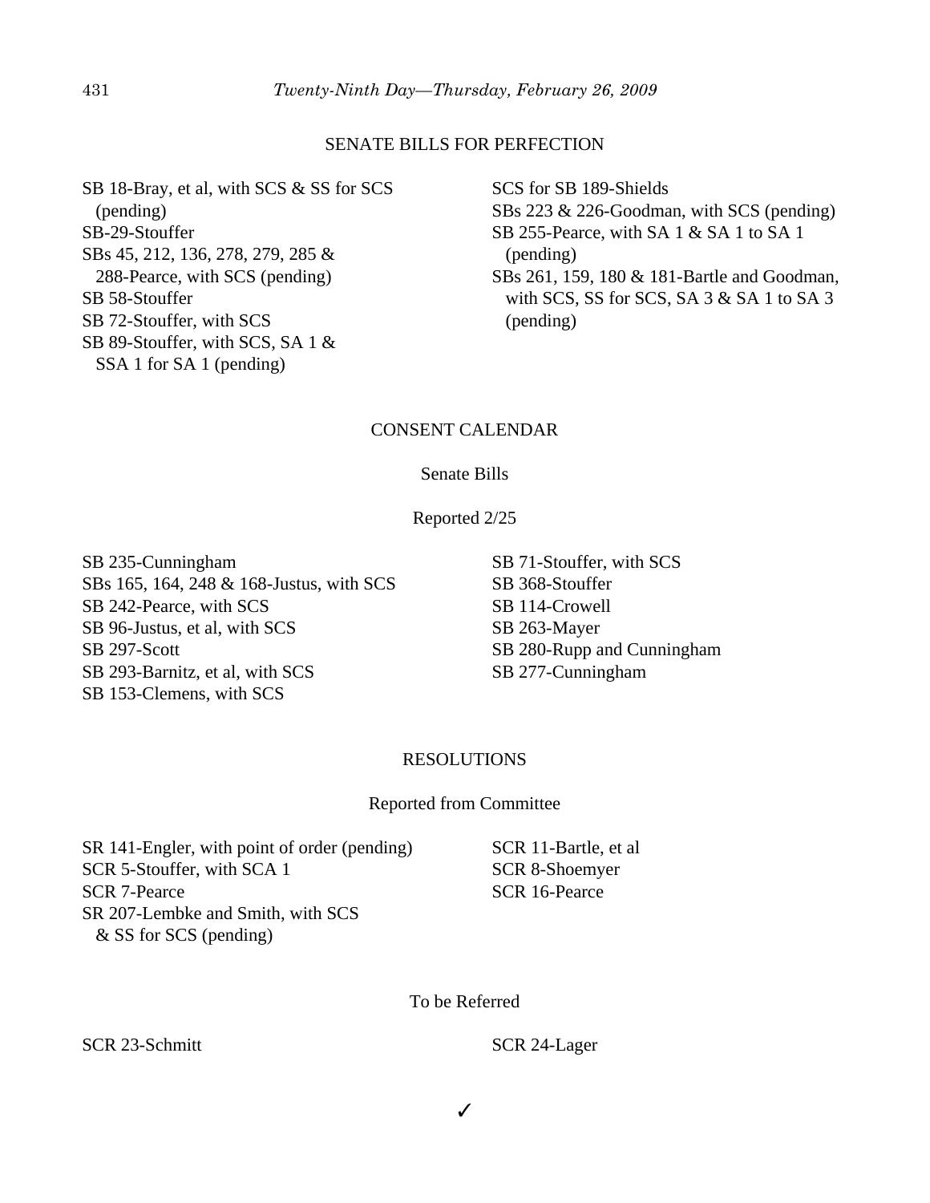## SENATE BILLS FOR PERFECTION

SB 18-Bray, et al, with SCS & SS for SCS (pending)
SB-29-Stouffer
SBs 45, 212, 136, 278, 279, 285 & 288-Pearce, with SCS (pending)
SB 58-Stouffer
SB 72-Stouffer, with SCS
SB 89-Stouffer, with SCS, SA 1 & SSA 1 for SA 1 (pending)
SCS for SB 189-Shields
SBs 223 & 226-Goodman, with SCS (pending)
SB 255-Pearce, with SA 1 & SA 1 to SA 1 (pending)
SBs 261, 159, 180 & 181-Bartle and Goodman, with SCS, SS for SCS, SA 3 & SA 1 to SA 3 (pending)

## CONSENT CALENDAR

### Senate Bills

Reported 2/25

SB 235-Cunningham
SBs 165, 164, 248 & 168-Justus, with SCS
SB 242-Pearce, with SCS
SB 96-Justus, et al, with SCS
SB 297-Scott
SB 293-Barnitz, et al, with SCS
SB 153-Clemens, with SCS
SB 71-Stouffer, with SCS
SB 368-Stouffer
SB 114-Crowell
SB 263-Mayer
SB 280-Rupp and Cunningham
SB 277-Cunningham

## RESOLUTIONS

### Reported from Committee

SR 141-Engler, with point of order (pending)
SCR 5-Stouffer, with SCA 1
SCR 7-Pearce
SR 207-Lembke and Smith, with SCS & SS for SCS (pending)
SCR 11-Bartle, et al
SCR 8-Shoemyer
SCR 16-Pearce

### To be Referred

SCR 23-Schmitt
SCR 24-Lager

✓